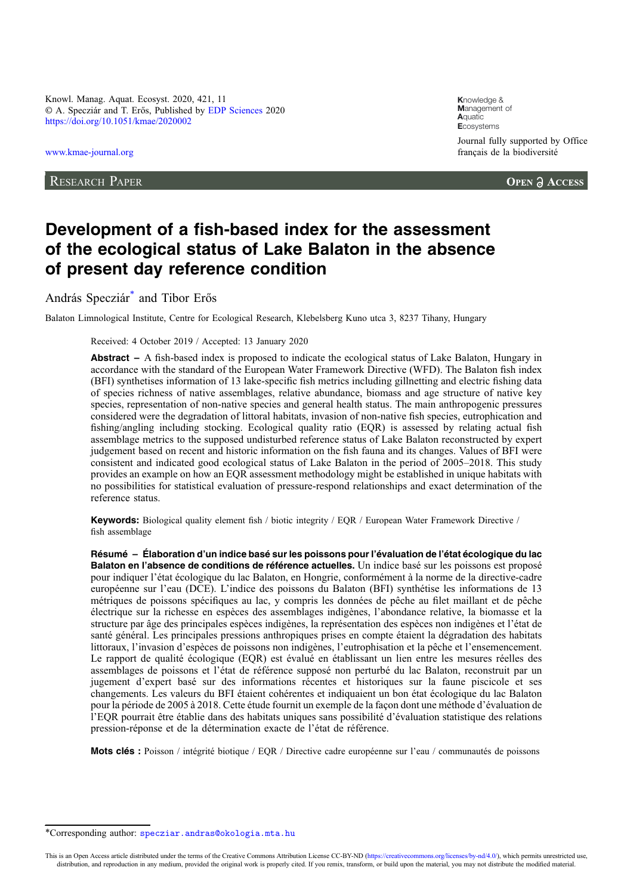Knowl. Manag. Aquat. Ecosyst. 2020, 421, 11
© A. Specziár and T. Erős, Published by EDP Sciences 2020
https://doi.org/10.1051/kmae/2020002

www.kmae-journal.org

**K**nowledge & **M**anagement of **A**quatic **E**cosystems

Journal fully supported by Office français de la biodiversité

RESEARCH PAPER

OPEN ACCESS

# Development of a fish-based index for the assessment of the ecological status of Lake Balaton in the absence of present day reference condition

András Specziár* and Tibor Erős

Balaton Limnological Institute, Centre for Ecological Research, Klebelsberg Kuno utca 3, 8237 Tihany, Hungary

Received: 4 October 2019 / Accepted: 13 January 2020

**Abstract –** A fish-based index is proposed to indicate the ecological status of Lake Balaton, Hungary in accordance with the standard of the European Water Framework Directive (WFD). The Balaton fish index (BFI) synthetises information of 13 lake-specific fish metrics including gillnetting and electric fishing data of species richness of native assemblages, relative abundance, biomass and age structure of native key species, representation of non-native species and general health status. The main anthropogenic pressures considered were the degradation of littoral habitats, invasion of non-native fish species, eutrophication and fishing/angling including stocking. Ecological quality ratio (EQR) is assessed by relating actual fish assemblage metrics to the supposed undisturbed reference status of Lake Balaton reconstructed by expert judgement based on recent and historic information on the fish fauna and its changes. Values of BFI were consistent and indicated good ecological status of Lake Balaton in the period of 2005–2018. This study provides an example on how an EQR assessment methodology might be established in unique habitats with no possibilities for statistical evaluation of pressure-respond relationships and exact determination of the reference status.

**Keywords:** Biological quality element fish / biotic integrity / EQR / European Water Framework Directive / fish assemblage

**Résumé – Élaboration d'un indice basé sur les poissons pour l'évaluation de l'état écologique du lac Balaton en l'absence de conditions de référence actuelles.** Un indice basé sur les poissons est proposé pour indiquer l'état écologique du lac Balaton, en Hongrie, conformément à la norme de la directive-cadre européenne sur l'eau (DCE). L'indice des poissons du Balaton (BFI) synthétise les informations de 13 métriques de poissons spécifiques au lac, y compris les données de pêche au filet maillant et de pêche électrique sur la richesse en espèces des assemblages indigènes, l'abondance relative, la biomasse et la structure par âge des principales espèces indigènes, la représentation des espèces non indigènes et l'état de santé général. Les principales pressions anthropiques prises en compte étaient la dégradation des habitats littoraux, l'invasion d'espèces de poissons non indigènes, l'eutrophisation et la pêche et l'ensemencement. Le rapport de qualité écologique (EQR) est évalué en établissant un lien entre les mesures réelles des assemblages de poissons et l'état de référence supposé non perturbé du lac Balaton, reconstruit par un jugement d'expert basé sur des informations récentes et historiques sur la faune piscicole et ses changements. Les valeurs du BFI étaient cohérentes et indiquaient un bon état écologique du lac Balaton pour la période de 2005 à 2018. Cette étude fournit un exemple de la façon dont une méthode d'évaluation de l'EQR pourrait être établie dans des habitats uniques sans possibilité d'évaluation statistique des relations pression-réponse et de la détermination exacte de l'état de référence.

**Mots clés :** Poisson / intégrité biotique / EQR / Directive cadre européenne sur l'eau / communautés de poissons

*Corresponding author: specziar.andras@okologia.mta.hu

This is an Open Access article distributed under the terms of the Creative Commons Attribution License CC-BY-ND (https://creativecommons.org/licenses/by-nd/4.0/), which permits unrestricted use, distribution, and reproduction in any medium, provided the original work is properly cited. If you remix, transform, or build upon the material, you may not distribute the modified material.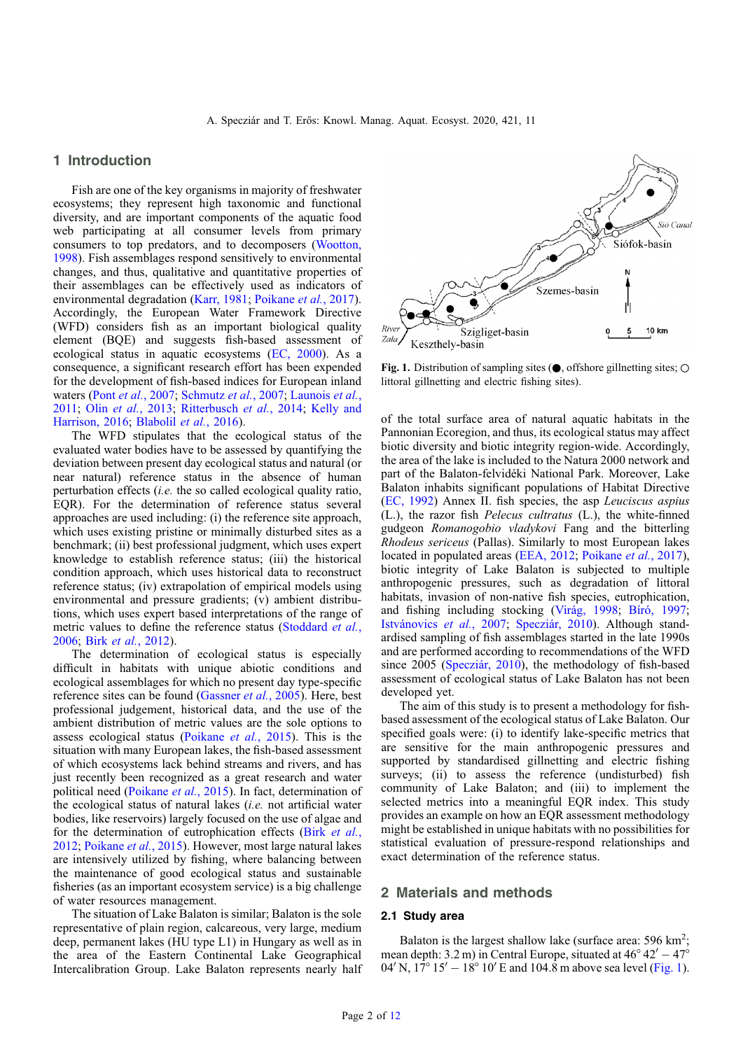## 1 Introduction

Fish are one of the key organisms in majority of freshwater ecosystems; they represent high taxonomic and functional diversity, and are important components of the aquatic food web participating at all consumer levels from primary consumers to top predators, and to decomposers (Wootton, 1998). Fish assemblages respond sensitively to environmental changes, and thus, qualitative and quantitative properties of their assemblages can be effectively used as indicators of environmental degradation (Karr, 1981; Poikane *et al.*, 2017). Accordingly, the European Water Framework Directive (WFD) considers fish as an important biological quality element (BQE) and suggests fish-based assessment of ecological status in aquatic ecosystems (EC, 2000). As a consequence, a significant research effort has been expended for the development of fish-based indices for European inland waters (Pont *et al.*, 2007; Schmutz *et al.*, 2007; Launois *et al.*, 2011; Olin *et al.*, 2013; Ritterbusch *et al.*, 2014; Kelly and Harrison, 2016; Blabolil *et al.*, 2016).

The WFD stipulates that the ecological status of the evaluated water bodies have to be assessed by quantifying the deviation between present day ecological status and natural (or near natural) reference status in the absence of human perturbation effects (*i.e.* the so called ecological quality ratio, EQR). For the determination of reference status several approaches are used including: (i) the reference site approach, which uses existing pristine or minimally disturbed sites as a benchmark; (ii) best professional judgment, which uses expert knowledge to establish reference status; (iii) the historical condition approach, which uses historical data to reconstruct reference status; (iv) extrapolation of empirical models using environmental and pressure gradients; (v) ambient distributions, which uses expert based interpretations of the range of metric values to define the reference status (Stoddard *et al.*, 2006; Birk *et al.*, 2012).

The determination of ecological status is especially difficult in habitats with unique abiotic conditions and ecological assemblages for which no present day type-specific reference sites can be found (Gassner *et al.*, 2005). Here, best professional judgement, historical data, and the use of the ambient distribution of metric values are the sole options to assess ecological status (Poikane *et al.*, 2015). This is the situation with many European lakes, the fish-based assessment of which ecosystems lack behind streams and rivers, and has just recently been recognized as a great research and water political need (Poikane *et al.*, 2015). In fact, determination of the ecological status of natural lakes (*i.e.* not artificial water bodies, like reservoirs) largely focused on the use of algae and for the determination of eutrophication effects (Birk *et al.*, 2012; Poikane *et al.*, 2015). However, most large natural lakes are intensively utilized by fishing, where balancing between the maintenance of good ecological status and sustainable fisheries (as an important ecosystem service) is a big challenge of water resources management.

The situation of Lake Balaton is similar; Balaton is the sole representative of plain region, calcareous, very large, medium deep, permanent lakes (HU type L1) in Hungary as well as in the area of the Eastern Continental Lake Geographical Intercalibration Group. Lake Balaton represents nearly half of the total surface area of natural aquatic habitats in the Pannonian Ecoregion, and thus, its ecological status may affect biotic diversity and biotic integrity region-wide. Accordingly, the area of the lake is included to the Natura 2000 network and part of the Balaton-felvidéki National Park. Moreover, Lake Balaton inhabits significant populations of Habitat Directive (EC, 1992) Annex II. fish species, the asp *Leuciscus aspius* (L.), the razor fish *Pelecus cultratus* (L.), the white-finned gudgeon *Romanogobio vladykovi* Fang and the bitterling *Rhodeus sericeus* (Pallas). Similarly to most European lakes located in populated areas (EEA, 2012; Poikane *et al.*, 2017), biotic integrity of Lake Balaton is subjected to multiple anthropogenic pressures, such as degradation of littoral habitats, invasion of non-native fish species, eutrophication, and fishing including stocking (Virág, 1998; Bíró, 1997; Istvánovics *et al.*, 2007; Specziár, 2010). Although standardised sampling of fish assemblages started in the late 1990s and are performed according to recommendations of the WFD since 2005 (Specziár, 2010), the methodology of fish-based assessment of ecological status of Lake Balaton has not been developed yet.

The aim of this study is to present a methodology for fish-based assessment of the ecological status of Lake Balaton. Our specified goals were: (i) to identify lake-specific metrics that are sensitive for the main anthropogenic pressures and supported by standardised gillnetting and electric fishing surveys; (ii) to assess the reference (undisturbed) fish community of Lake Balaton; and (iii) to implement the selected metrics into a meaningful EQR index. This study provides an example on how an EQR assessment methodology might be established in unique habitats with no possibilities for statistical evaluation of pressure-respond relationships and exact determination of the reference status.

Fig. 1. Distribution of sampling sites (●, offshore gillnetting sites; ○ littoral gillnetting and electric fishing sites).

## 2 Materials and methods

### 2.1 Study area

Balaton is the largest shallow lake (surface area: 596 km$^2$; mean depth: 3.2 m) in Central Europe, situated at 46° 42′ – 47° 04′ N, 17° 15′ – 18° 10′ E and 104.8 m above sea level (Fig. 1).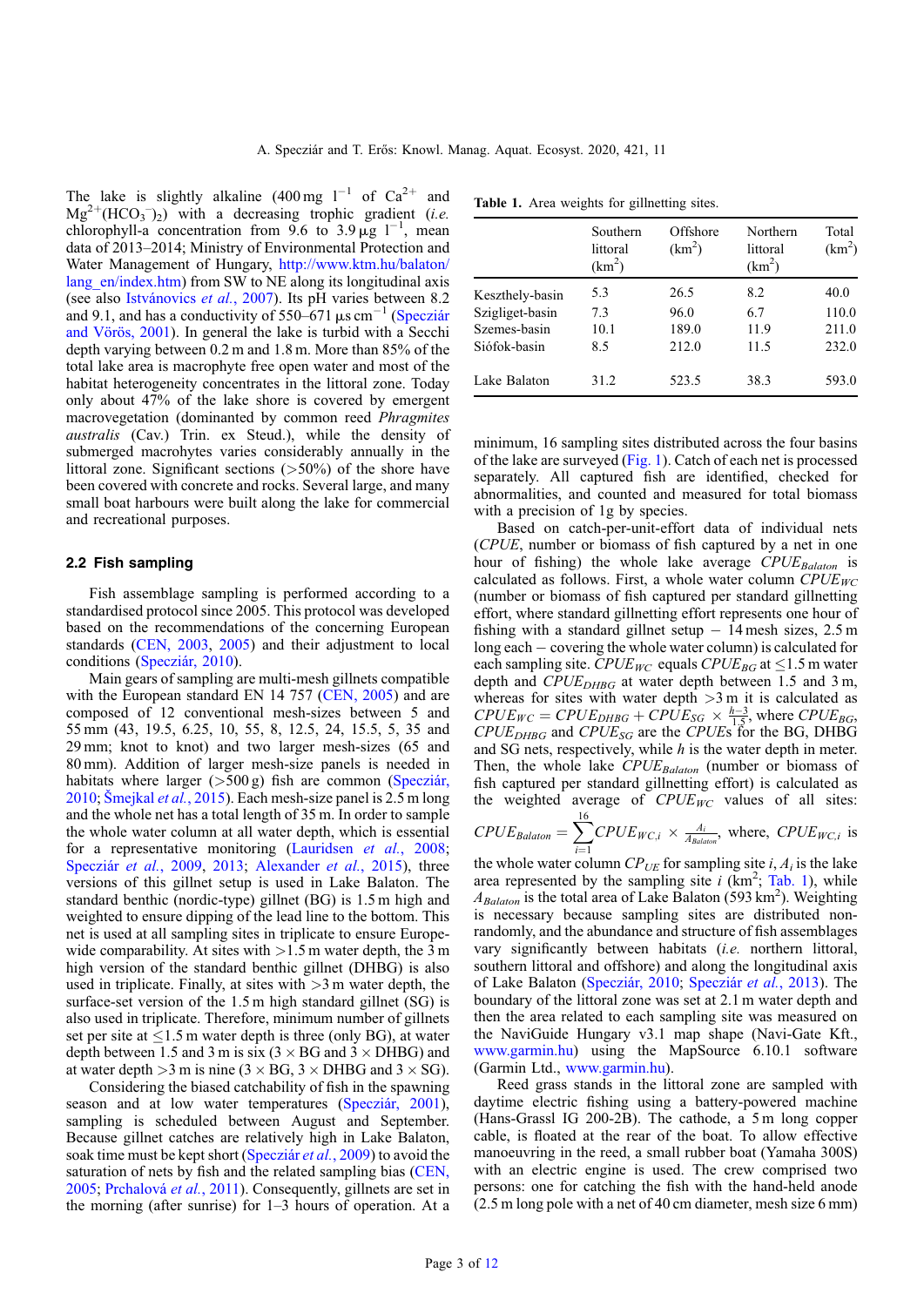The lake is slightly alkaline (400 mg $l^{-1}$ of $Ca^{2+}$ and $Mg^{2+}(HCO_3^-)_2$) with a decreasing trophic gradient (*i.e.* chlorophyll-a concentration from 9.6 to 3.9 μg $l^{-1}$, mean data of 2013–2014; Ministry of Environmental Protection and Water Management of Hungary, http://www.ktm.hu/balaton/lang_en/index.htm) from SW to NE along its longitudinal axis (see also Istvánovics *et al.*, 2007). Its pH varies between 8.2 and 9.1, and has a conductivity of 550–671 μs $cm^{-1}$ (Specziár and Vörös, 2001). In general the lake is turbid with a Secchi depth varying between 0.2 m and 1.8 m. More than 85% of the total lake area is macrophyte free open water and most of the habitat heterogeneity concentrates in the littoral zone. Today only about 47% of the lake shore is covered by emergent macrovegetation (dominated by common reed *Phragmites australis* (Cav.) Trin. ex Steud.), while the density of submerged macrohytes varies considerably annually in the littoral zone. Significant sections (>50%) of the shore have been covered with concrete and rocks. Several large, and many small boat harbours were built along the lake for commercial and recreational purposes.

### 2.2 Fish sampling

Fish assemblage sampling is performed according to a standardised protocol since 2005. This protocol was developed based on the recommendations of the concerning European standards (CEN, 2003, 2005) and their adjustment to local conditions (Specziár, 2010).

Main gears of sampling are multi-mesh gillnets compatible with the European standard EN 14 757 (CEN, 2005) and are composed of 12 conventional mesh-sizes between 5 and 55 mm (43, 19.5, 6.25, 10, 55, 8, 12.5, 24, 15.5, 5, 35 and 29 mm; knot to knot) and two larger mesh-sizes (65 and 80 mm). Addition of larger mesh-size panels is needed in habitats where larger (>500 g) fish are common (Specziár, 2010; Šmejkal *et al.*, 2015). Each mesh-size panel is 2.5 m long and the whole net has a total length of 35 m. In order to sample the whole water column at all water depth, which is essential for a representative monitoring (Lauridsen *et al.*, 2008; Specziár *et al.*, 2009, 2013; Alexander *et al.*, 2015), three versions of this gillnet setup is used in Lake Balaton. The standard benthic (nordic-type) gillnet (BG) is 1.5 m high and weighted to ensure dipping of the lead line to the bottom. This net is used at all sampling sites in triplicate to ensure Europe-wide comparability. At sites with >1.5 m water depth, the 3 m high version of the standard benthic gillnet (DHBG) is also used in triplicate. Finally, at sites with >3 m water depth, the surface-set version of the 1.5 m high standard gillnet (SG) is also used in triplicate. Therefore, minimum number of gillnets set per site at ≤1.5 m water depth is three (only BG), at water depth between 1.5 and 3 m is six (3 × BG and 3 × DHBG) and at water depth >3 m is nine (3 × BG, 3 × DHBG and 3 × SG).

Considering the biased catchability of fish in the spawning season and at low water temperatures (Specziár, 2001), sampling is scheduled between August and September. Because gillnet catches are relatively high in Lake Balaton, soak time must be kept short (Specziár *et al.*, 2009) to avoid the saturation of nets by fish and the related sampling bias (CEN, 2005; Prchalová *et al.*, 2011). Consequently, gillnets are set in the morning (after sunrise) for 1–3 hours of operation. At a minimum, 16 sampling sites distributed across the four basins of the lake are surveyed (Fig. 1). Catch of each net is processed separately. All captured fish are identified, checked for abnormalities, and counted and measured for total biomass with a precision of 1g by species.

**Table 1.** Area weights for gillnetting sites.

| | Southern littoral ($km^2$) | Offshore ($km^2$) | Northern littoral ($km^2$) | Total ($km^2$) |
|---|---|---|---|---|
| Keszthely-basin | 5.3 | 26.5 | 8.2 | 40.0 |
| Szigliget-basin | 7.3 | 96.0 | 6.7 | 110.0 |
| Szemes-basin | 10.1 | 189.0 | 11.9 | 211.0 |
| Siófok-basin | 8.5 | 212.0 | 11.5 | 232.0 |
| Lake Balaton | 31.2 | 523.5 | 38.3 | 593.0 |

Based on catch-per-unit-effort data of individual nets ($CPUE$, number or biomass of fish captured by a net in one hour of fishing) the whole lake average $CPUE_{Balaton}$ is calculated as follows. First, a whole water column $CPUE_{WC}$ (number or biomass of fish captured per standard gillnetting effort, where standard gillnetting effort represents one hour of fishing with a standard gillnet setup − 14 mesh sizes, 2.5 m long each − covering the whole water column) is calculated for each sampling site. $CPUE_{WC}$ equals $CPUE_{BG}$ at ≤1.5 m water depth and $CPUE_{DHBG}$ at water depth between 1.5 and 3 m, whereas for sites with water depth >3 m it is calculated as $CPUE_{WC} = CPUE_{DHBG} + CPUE_{SG} \times \frac{h-3}{1.5}$, where $CPUE_{BG}$, $CPUE_{DHBG}$ and $CPUE_{SG}$ are the $CPUE$s for the BG, DHBG and SG nets, respectively, while $h$ is the water depth in meter. Then, the whole lake $CPUE_{Balaton}$ (number or biomass of fish captured per standard gillnetting effort) is calculated as the weighted average of $CPUE_{WC}$ values of all sites: $CPUE_{Balaton} = \sum_{i=1}^{16} CPUE_{WC,i} \times \frac{A_i}{A_{Balaton}}$, where, $CPUE_{WC,i}$ is the whole water column $CP_{UE}$ for sampling site $i$, $A_i$ is the lake area represented by the sampling site $i$ ($km^2$; Tab. 1), while $A_{Balaton}$ is the total area of Lake Balaton (593 $km^2$). Weighting is necessary because sampling sites are distributed non-randomly, and the abundance and structure of fish assemblages vary significantly between habitats (*i.e.* northern littoral, southern littoral and offshore) and along the longitudinal axis of Lake Balaton (Specziár, 2010; Specziár *et al.*, 2013). The boundary of the littoral zone was set at 2.1 m water depth and then the area related to each sampling site was measured on the NaviGuide Hungary v3.1 map shape (Navi-Gate Kft., www.garmin.hu) using the MapSource 6.10.1 software (Garmin Ltd., www.garmin.hu).

Reed grass stands in the littoral zone are sampled with daytime electric fishing using a battery-powered machine (Hans-Grassl IG 200-2B). The cathode, a 5 m long copper cable, is floated at the rear of the boat. To allow effective manoeuvring in the reed, a small rubber boat (Yamaha 300S) with an electric engine is used. The crew comprised two persons: one for catching the fish with the hand-held anode (2.5 m long pole with a net of 40 cm diameter, mesh size 6 mm)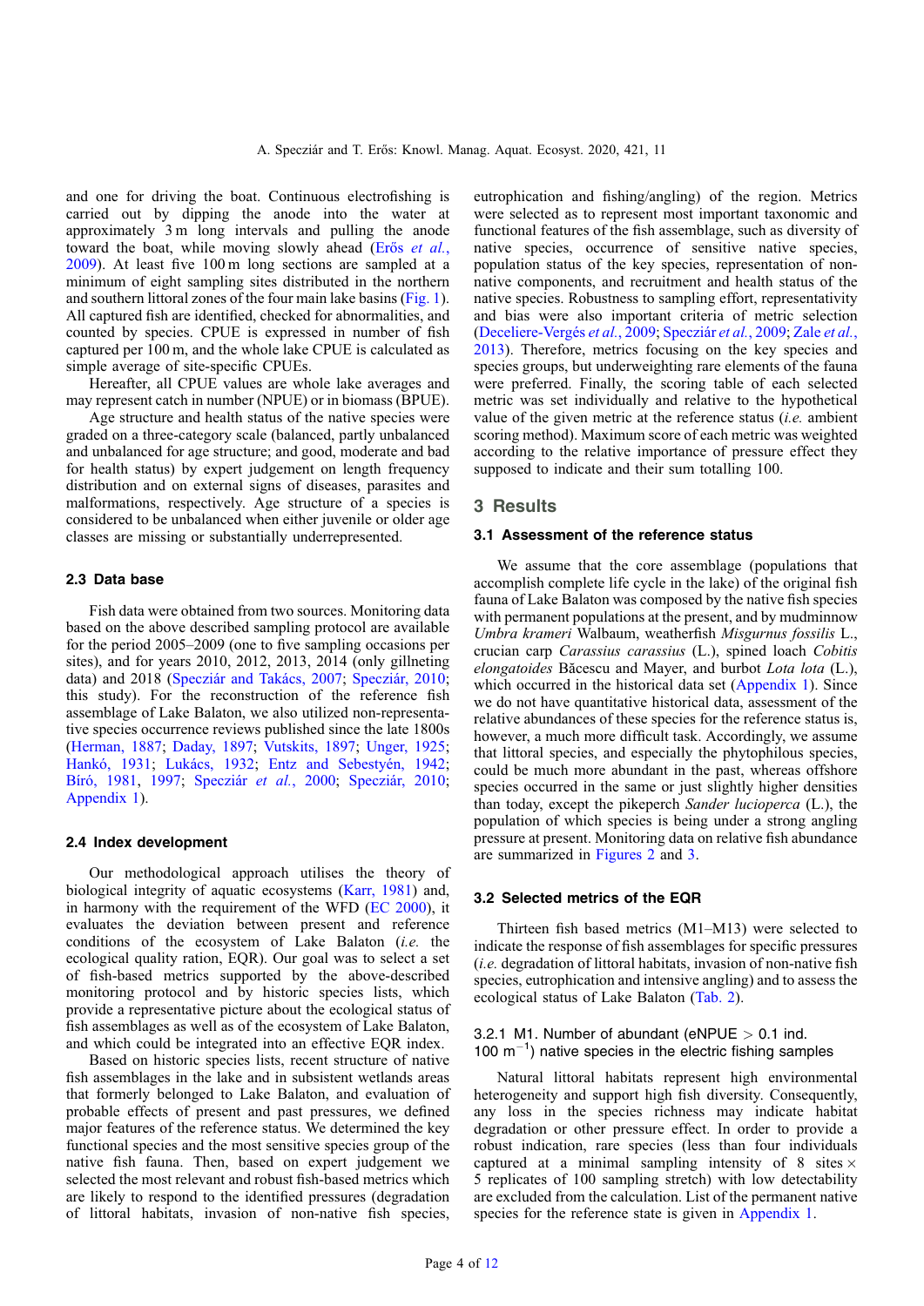and one for driving the boat. Continuous electrofishing is carried out by dipping the anode into the water at approximately 3 m long intervals and pulling the anode toward the boat, while moving slowly ahead (Erős *et al.*, 2009). At least five 100 m long sections are sampled at a minimum of eight sampling sites distributed in the northern and southern littoral zones of the four main lake basins (Fig. 1). All captured fish are identified, checked for abnormalities, and counted by species. CPUE is expressed in number of fish captured per 100 m, and the whole lake CPUE is calculated as simple average of site-specific CPUEs.

Hereafter, all CPUE values are whole lake averages and may represent catch in number (NPUE) or in biomass (BPUE).

Age structure and health status of the native species were graded on a three-category scale (balanced, partly unbalanced and unbalanced for age structure; and good, moderate and bad for health status) by expert judgement on length frequency distribution and on external signs of diseases, parasites and malformations, respectively. Age structure of a species is considered to be unbalanced when either juvenile or older age classes are missing or substantially underrepresented.

### 2.3 Data base

Fish data were obtained from two sources. Monitoring data based on the above described sampling protocol are available for the period 2005–2009 (one to five sampling occasions per sites), and for years 2010, 2012, 2013, 2014 (only gillneting data) and 2018 (Specziár and Takács, 2007; Specziár, 2010; this study). For the reconstruction of the reference fish assemblage of Lake Balaton, we also utilized non-representative species occurrence reviews published since the late 1800s (Herman, 1887; Daday, 1897; Vutskits, 1897; Unger, 1925; Hankó, 1931; Lukács, 1932; Entz and Sebestyén, 1942; Bíró, 1981, 1997; Specziár *et al.*, 2000; Specziár, 2010; Appendix 1).

### 2.4 Index development

Our methodological approach utilises the theory of biological integrity of aquatic ecosystems (Karr, 1981) and, in harmony with the requirement of the WFD (EC 2000), it evaluates the deviation between present and reference conditions of the ecosystem of Lake Balaton (*i.e.* the ecological quality ration, EQR). Our goal was to select a set of fish-based metrics supported by the above-described monitoring protocol and by historic species lists, which provide a representative picture about the ecological status of fish assemblages as well as of the ecosystem of Lake Balaton, and which could be integrated into an effective EQR index.

Based on historic species lists, recent structure of native fish assemblages in the lake and in subsistent wetlands areas that formerly belonged to Lake Balaton, and evaluation of probable effects of present and past pressures, we defined major features of the reference status. We determined the key functional species and the most sensitive species group of the native fish fauna. Then, based on expert judgement we selected the most relevant and robust fish-based metrics which are likely to respond to the identified pressures (degradation of littoral habitats, invasion of non-native fish species, eutrophication and fishing/angling) of the region. Metrics were selected as to represent most important taxonomic and functional features of the fish assemblage, such as diversity of native species, occurrence of sensitive native species, population status of the key species, representation of non-native components, and recruitment and health status of the native species. Robustness to sampling effort, representativity and bias were also important criteria of metric selection (Deceliere-Vergés *et al.*, 2009; Specziár *et al.*, 2009; Zale *et al.*, 2013). Therefore, metrics focusing on the key species and species groups, but underweighting rare elements of the fauna were preferred. Finally, the scoring table of each selected metric was set individually and relative to the hypothetical value of the given metric at the reference status (*i.e.* ambient scoring method). Maximum score of each metric was weighted according to the relative importance of pressure effect they supposed to indicate and their sum totalling 100.

## 3 Results

### 3.1 Assessment of the reference status

We assume that the core assemblage (populations that accomplish complete life cycle in the lake) of the original fish fauna of Lake Balaton was composed by the native fish species with permanent populations at the present, and by mudminnow *Umbra krameri* Walbaum, weatherfish *Misgurnus fossilis* L., crucian carp *Carassius carassius* (L.), spined loach *Cobitis elongatoides* Băcescu and Mayer, and burbot *Lota lota* (L.), which occurred in the historical data set (Appendix 1). Since we do not have quantitative historical data, assessment of the relative abundances of these species for the reference status is, however, a much more difficult task. Accordingly, we assume that littoral species, and especially the phytophilous species, could be much more abundant in the past, whereas offshore species occurred in the same or just slightly higher densities than today, except the pikeperch *Sander lucioperca* (L.), the population of which species is being under a strong angling pressure at present. Monitoring data on relative fish abundance are summarized in Figures 2 and 3.

### 3.2 Selected metrics of the EQR

Thirteen fish based metrics (M1–M13) were selected to indicate the response of fish assemblages for specific pressures (*i.e.* degradation of littoral habitats, invasion of non-native fish species, eutrophication and intensive angling) and to assess the ecological status of Lake Balaton (Tab. 2).

#### 3.2.1 M1. Number of abundant (eNPUE > 0.1 ind. 100 $m^{-1}$) native species in the electric fishing samples

Natural littoral habitats represent high environmental heterogeneity and support high fish diversity. Consequently, any loss in the species richness may indicate habitat degradation or other pressure effect. In order to provide a robust indication, rare species (less than four individuals captured at a minimal sampling intensity of 8 sites × 5 replicates of 100 sampling stretch) with low detectability are excluded from the calculation. List of the permanent native species for the reference state is given in Appendix 1.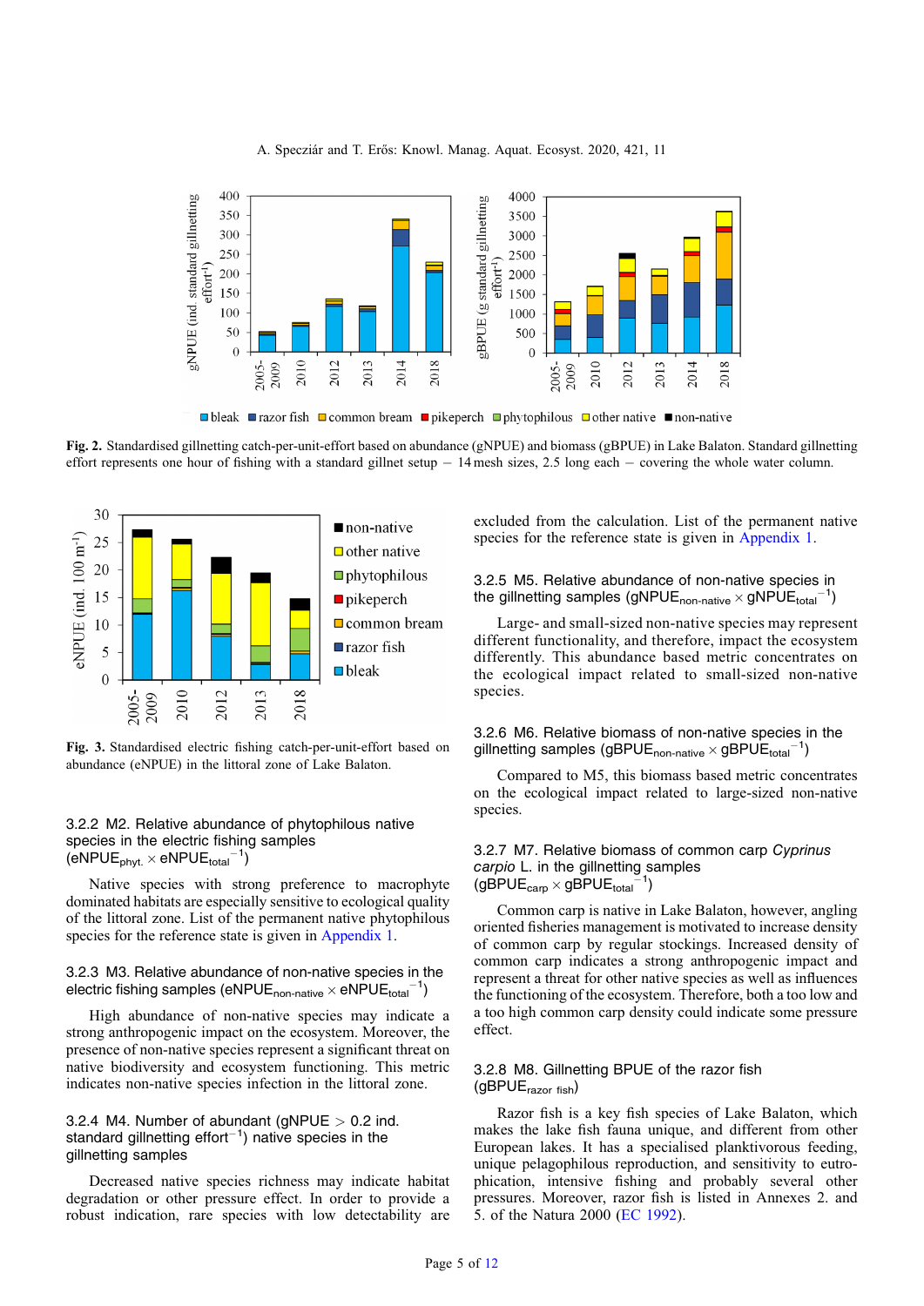Fig. 2. Standardised gillnetting catch-per-unit-effort based on abundance (gNPUE) and biomass (gBPUE) in Lake Balaton. Standard gillnetting effort represents one hour of fishing with a standard gillnet setup – 14 mesh sizes, 2.5 long each – covering the whole water column.

Fig. 3. Standardised electric fishing catch-per-unit-effort based on abundance (eNPUE) in the littoral zone of Lake Balaton.

### 3.2.2 M2. Relative abundance of phytophilous native species in the electric fishing samples ($eNPUE_{phyt.} \times eNPUE_{total}^{-1}$)

Native species with strong preference to macrophyte dominated habitats are especially sensitive to ecological quality of the littoral zone. List of the permanent native phytophilous species for the reference state is given in Appendix 1.

### 3.2.3 M3. Relative abundance of non-native species in the electric fishing samples ($eNPUE_{non\text{-}native} \times eNPUE_{total}^{-1}$)

High abundance of non-native species may indicate a strong anthropogenic impact on the ecosystem. Moreover, the presence of non-native species represent a significant threat on native biodiversity and ecosystem functioning. This metric indicates non-native species infection in the littoral zone.

### 3.2.4 M4. Number of abundant (gNPUE > 0.2 ind. standard gillnetting effort$^{-1}$) native species in the gillnetting samples

Decreased native species richness may indicate habitat degradation or other pressure effect. In order to provide a robust indication, rare species with low detectability are excluded from the calculation. List of the permanent native species for the reference state is given in Appendix 1.

### 3.2.5 M5. Relative abundance of non-native species in the gillnetting samples ($gNPUE_{non\text{-}native} \times gNPUE_{total}^{-1}$)

Large- and small-sized non-native species may represent different functionality, and therefore, impact the ecosystem differently. This abundance based metric concentrates on the ecological impact related to small-sized non-native species.

### 3.2.6 M6. Relative biomass of non-native species in the gillnetting samples ($gBPUE_{non\text{-}native} \times gBPUE_{total}^{-1}$)

Compared to M5, this biomass based metric concentrates on the ecological impact related to large-sized non-native species.

### 3.2.7 M7. Relative biomass of common carp *Cyprinus carpio* L. in the gillnetting samples ($gBPUE_{carp} \times gBPUE_{total}^{-1}$)

Common carp is native in Lake Balaton, however, angling oriented fisheries management is motivated to increase density of common carp by regular stockings. Increased density of common carp indicates a strong anthropogenic impact and represent a threat for other native species as well as influences the functioning of the ecosystem. Therefore, both a too low and a too high common carp density could indicate some pressure effect.

### 3.2.8 M8. Gillnetting BPUE of the razor fish ($gBPUE_{razor\ fish}$)

Razor fish is a key fish species of Lake Balaton, which makes the lake fish fauna unique, and different from other European lakes. It has a specialised planktivorous feeding, unique pelagophilous reproduction, and sensitivity to eutrophication, intensive fishing and probably several other pressures. Moreover, razor fish is listed in Annexes 2. and 5. of the Natura 2000 (EC 1992).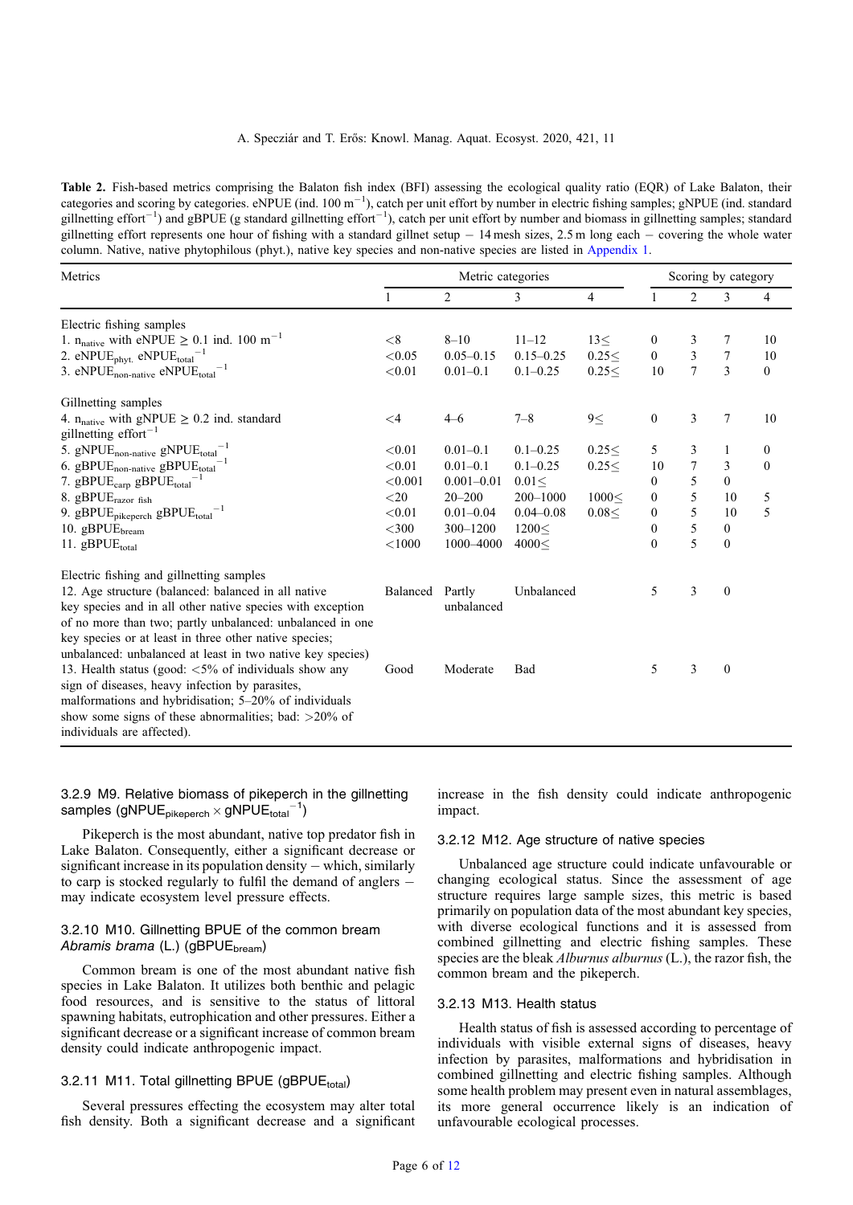**Table 2.** Fish-based metrics comprising the Balaton fish index (BFI) assessing the ecological quality ratio (EQR) of Lake Balaton, their categories and scoring by categories. eNPUE (ind. 100 $m^{-1}$), catch per unit effort by number in electric fishing samples; gNPUE (ind. standard gillnetting $effort^{-1}$) and gBPUE (g standard gillnetting $effort^{-1}$), catch per unit effort by number and biomass in gillnetting samples; standard gillnetting effort represents one hour of fishing with a standard gillnet setup – 14 mesh sizes, 2.5 m long each – covering the whole water column. Native, native phytophilous (phyt.), native key species and non-native species are listed in Appendix 1.

| Metrics | Metric categories | | | | Scoring by category | | | |
|---|---|---|---|---|---|---|---|---|
| | 1 | 2 | 3 | 4 | 1 | 2 | 3 | 4 |
| Electric fishing samples | | | | | | | | |
| 1. $n_{native}$ with eNPUE ≥ 0.1 ind. 100 $m^{-1}$ | <8 | 8–10 | 11–12 | 13≤ | 0 | 3 | 7 | 10 |
| 2. $eNPUE_{phyt.}$ $eNPUE_{total}^{-1}$ | <0.05 | 0.05–0.15 | 0.15–0.25 | 0.25≤ | 0 | 3 | 7 | 10 |
| 3. $eNPUE_{non\text{-}native}$ $eNPUE_{total}^{-1}$ | <0.01 | 0.01–0.1 | 0.1–0.25 | 0.25≤ | 10 | 7 | 3 | 0 |
| Gillnetting samples | | | | | | | | |
| 4. $n_{native}$ with gNPUE ≥ 0.2 ind. standard gillnetting $effort^{-1}$ | <4 | 4–6 | 7–8 | 9≤ | 0 | 3 | 7 | 10 |
| 5. $gNPUE_{non\text{-}native}$ $gNPUE_{total}^{-1}$ | <0.01 | 0.01–0.1 | 0.1–0.25 | 0.25≤ | 5 | 3 | 1 | 0 |
| 6. $gBPUE_{non\text{-}native}$ $gBPUE_{total}^{-1}$ | <0.01 | 0.01–0.1 | 0.1–0.25 | 0.25≤ | 10 | 7 | 3 | 0 |
| 7. $gBPUE_{carp}$ $gBPUE_{total}^{-1}$ | <0.001 | 0.001–0.01 | 0.01≤ | | 0 | 5 | 0 | |
| 8. $gBPUE_{razor\ fish}$ | <20 | 20–200 | 200–1000 | 1000≤ | 0 | 5 | 10 | 5 |
| 9. $gBPUE_{pikeperch}$ $gBPUE_{total}^{-1}$ | <0.01 | 0.01–0.04 | 0.04–0.08 | 0.08≤ | 0 | 5 | 10 | 5 |
| 10. $gBPUE_{bream}$ | <300 | 300–1200 | 1200≤ | | 0 | 5 | 0 | |
| 11. $gBPUE_{total}$ | <1000 | 1000–4000 | 4000≤ | | 0 | 5 | 0 | |
| Electric fishing and gillnetting samples | | | | | | | | |
| 12. Age structure (balanced: balanced in all native key species and in all other native species with exception of no more than two; partly unbalanced: unbalanced in one key species or at least in three other native species; unbalanced: unbalanced at least in two native key species) | Balanced | Partly unbalanced | Unbalanced | | 5 | 3 | 0 | |
| 13. Health status (good: <5% of individuals show any sign of diseases, heavy infection by parasites, malformations and hybridisation; 5–20% of individuals show some signs of these abnormalities; bad: >20% of individuals are affected). | Good | Moderate | Bad | | 5 | 3 | 0 | |

#### 3.2.9 M9. Relative biomass of pikeperch in the gillnetting samples ($gNPUE_{pikeperch} \times gNPUE_{total}^{-1}$)

Pikeperch is the most abundant, native top predator fish in Lake Balaton. Consequently, either a significant decrease or significant increase in its population density – which, similarly to carp is stocked regularly to fulfil the demand of anglers – may indicate ecosystem level pressure effects.

#### 3.2.10 M10. Gillnetting BPUE of the common bream *Abramis brama* (L.) ($gBPUE_{bream}$)

Common bream is one of the most abundant native fish species in Lake Balaton. It utilizes both benthic and pelagic food resources, and is sensitive to the status of littoral spawning habitats, eutrophication and other pressures. Either a significant decrease or a significant increase of common bream density could indicate anthropogenic impact.

#### 3.2.11 M11. Total gillnetting BPUE ($gBPUE_{total}$)

Several pressures effecting the ecosystem may alter total fish density. Both a significant decrease and a significant increase in the fish density could indicate anthropogenic impact.

#### 3.2.12 M12. Age structure of native species

Unbalanced age structure could indicate unfavourable or changing ecological status. Since the assessment of age structure requires large sample sizes, this metric is based primarily on population data of the most abundant key species, with diverse ecological functions and it is assessed from combined gillnetting and electric fishing samples. These species are the bleak *Alburnus alburnus* (L.), the razor fish, the common bream and the pikeperch.

#### 3.2.13 M13. Health status

Health status of fish is assessed according to percentage of individuals with visible external signs of diseases, heavy infection by parasites, malformations and hybridisation in combined gillnetting and electric fishing samples. Although some health problem may present even in natural assemblages, its more general occurrence likely is an indication of unfavourable ecological processes.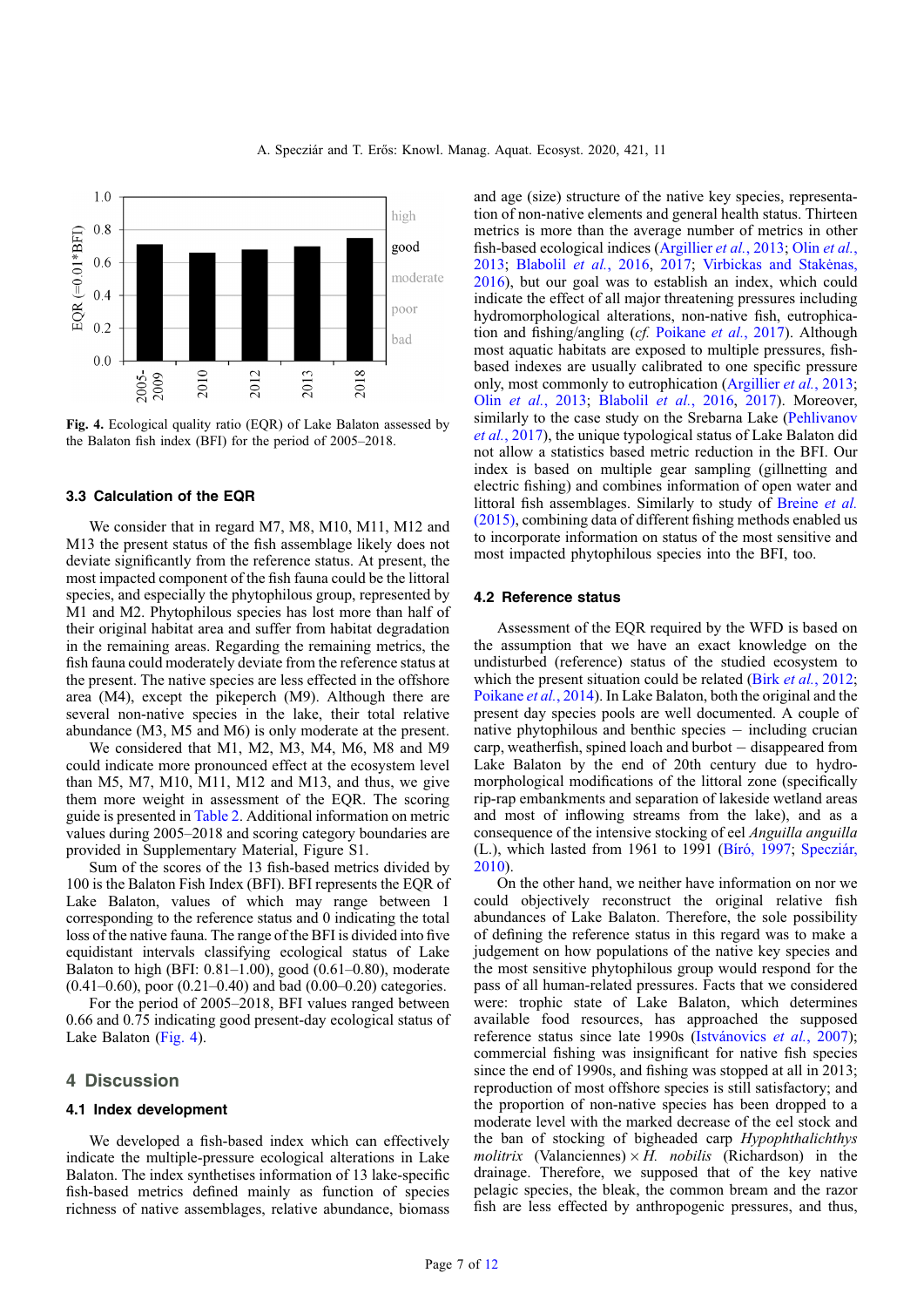Fig. 4. Ecological quality ratio (EQR) of Lake Balaton assessed by the Balaton fish index (BFI) for the period of 2005–2018.

### 3.3 Calculation of the EQR

We consider that in regard M7, M8, M10, M11, M12 and M13 the present status of the fish assemblage likely does not deviate significantly from the reference status. At present, the most impacted component of the fish fauna could be the littoral species, and especially the phytophilous group, represented by M1 and M2. Phytophilous species has lost more than half of their original habitat area and suffer from habitat degradation in the remaining areas. Regarding the remaining metrics, the fish fauna could moderately deviate from the reference status at the present. The native species are less effected in the offshore area (M4), except the pikeperch (M9). Although there are several non-native species in the lake, their total relative abundance (M3, M5 and M6) is only moderate at the present.

We considered that M1, M2, M3, M4, M6, M8 and M9 could indicate more pronounced effect at the ecosystem level than M5, M7, M10, M11, M12 and M13, and thus, we give them more weight in assessment of the EQR. The scoring guide is presented in Table 2. Additional information on metric values during 2005–2018 and scoring category boundaries are provided in Supplementary Material, Figure S1.

Sum of the scores of the 13 fish-based metrics divided by 100 is the Balaton Fish Index (BFI). BFI represents the EQR of Lake Balaton, values of which may range between 1 corresponding to the reference status and 0 indicating the total loss of the native fauna. The range of the BFI is divided into five equidistant intervals classifying ecological status of Lake Balaton to high (BFI: 0.81–1.00), good (0.61–0.80), moderate (0.41–0.60), poor (0.21–0.40) and bad (0.00–0.20) categories.

For the period of 2005–2018, BFI values ranged between 0.66 and 0.75 indicating good present-day ecological status of Lake Balaton (Fig. 4).

## 4 Discussion

### 4.1 Index development

We developed a fish-based index which can effectively indicate the multiple-pressure ecological alterations in Lake Balaton. The index synthetises information of 13 lake-specific fish-based metrics defined mainly as function of species richness of native assemblages, relative abundance, biomass and age (size) structure of the native key species, representation of non-native elements and general health status. Thirteen metrics is more than the average number of metrics in other fish-based ecological indices (Argillier *et al.*, 2013; Olin *et al.*, 2013; Blabolil *et al.*, 2016, 2017; Virbickas and Stakėnas, 2016), but our goal was to establish an index, which could indicate the effect of all major threatening pressures including hydromorphological alterations, non-native fish, eutrophication and fishing/angling (*cf.* Poikane *et al.*, 2017). Although most aquatic habitats are exposed to multiple pressures, fish-based indexes are usually calibrated to one specific pressure only, most commonly to eutrophication (Argillier *et al.*, 2013; Olin *et al.*, 2013; Blabolil *et al.*, 2016, 2017). Moreover, similarly to the case study on the Srebarna Lake (Pehlivanov *et al.*, 2017), the unique typological status of Lake Balaton did not allow a statistics based metric reduction in the BFI. Our index is based on multiple gear sampling (gillnetting and electric fishing) and combines information of open water and littoral fish assemblages. Similarly to study of Breine *et al.* (2015), combining data of different fishing methods enabled us to incorporate information on status of the most sensitive and most impacted phytophilous species into the BFI, too.

### 4.2 Reference status

Assessment of the EQR required by the WFD is based on the assumption that we have an exact knowledge on the undisturbed (reference) status of the studied ecosystem to which the present situation could be related (Birk *et al.*, 2012; Poikane *et al.*, 2014). In Lake Balaton, both the original and the present day species pools are well documented. A couple of native phytophilous and benthic species – including crucian carp, weatherfish, spined loach and burbot – disappeared from Lake Balaton by the end of 20th century due to hydromorphological modifications of the littoral zone (specifically rip-rap embankments and separation of lakeside wetland areas and most of inflowing streams from the lake), and as a consequence of the intensive stocking of eel *Anguilla anguilla* (L.), which lasted from 1961 to 1991 (Bíró, 1997; Specziár, 2010).

On the other hand, we neither have information on nor we could objectively reconstruct the original relative fish abundances of Lake Balaton. Therefore, the sole possibility of defining the reference status in this regard was to make a judgement on how populations of the native key species and the most sensitive phytophilous group would respond for the pass of all human-related pressures. Facts that we considered were: trophic state of Lake Balaton, which determines available food resources, has approached the supposed reference status since late 1990s (Istvánovics *et al.*, 2007); commercial fishing was insignificant for native fish species since the end of 1990s, and fishing was stopped at all in 2013; reproduction of most offshore species is still satisfactory; and the proportion of non-native species has been dropped to a moderate level with the marked decrease of the eel stock and the ban of stocking of bigheaded carp *Hypophthalichthys molitrix* (Valanciennes) × *H. nobilis* (Richardson) in the drainage. Therefore, we supposed that of the key native pelagic species, the bleak, the common bream and the razor fish are less effected by anthropogenic pressures, and thus,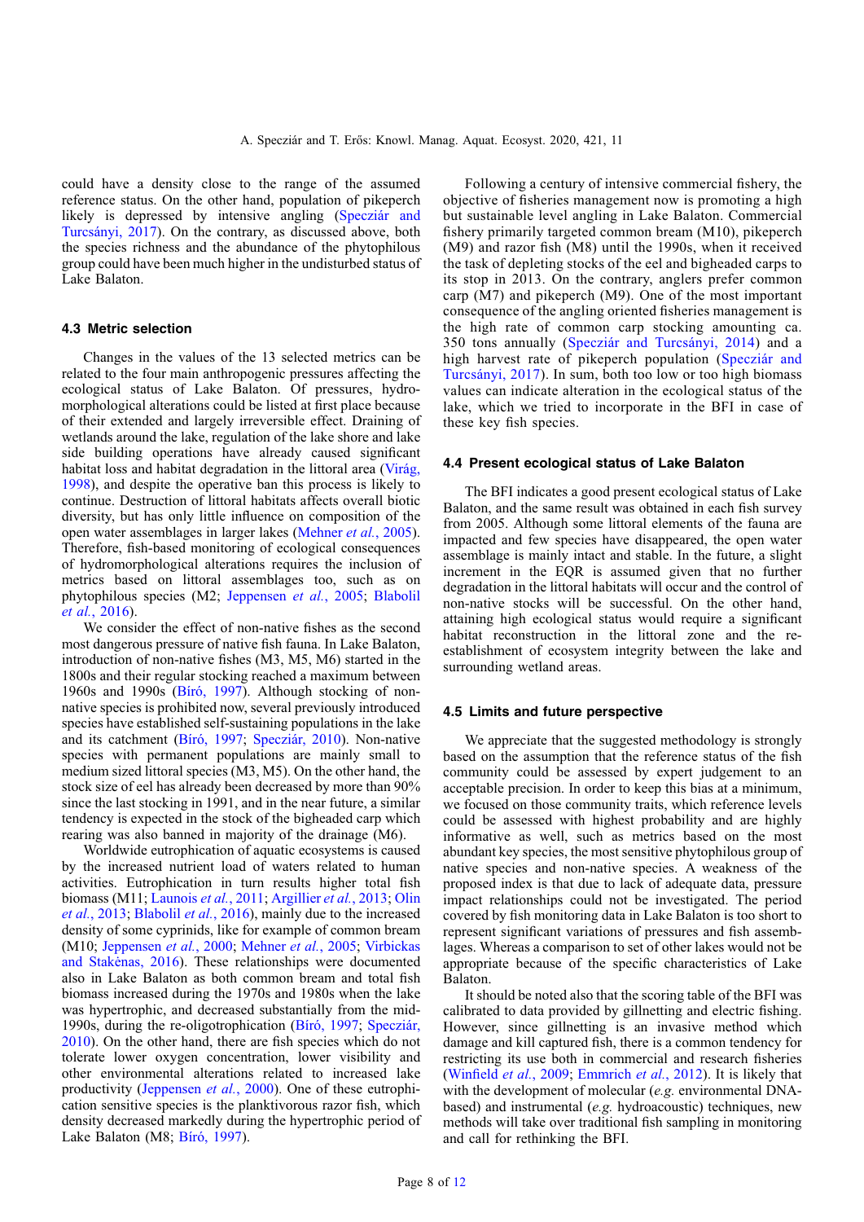could have a density close to the range of the assumed reference status. On the other hand, population of pikeperch likely is depressed by intensive angling (Specziár and Turcsányi, 2017). On the contrary, as discussed above, both the species richness and the abundance of the phytophilous group could have been much higher in the undisturbed status of Lake Balaton.

### 4.3 Metric selection

Changes in the values of the 13 selected metrics can be related to the four main anthropogenic pressures affecting the ecological status of Lake Balaton. Of pressures, hydromorphological alterations could be listed at first place because of their extended and largely irreversible effect. Draining of wetlands around the lake, regulation of the lake shore and lake side building operations have already caused significant habitat loss and habitat degradation in the littoral area (Virág, 1998), and despite the operative ban this process is likely to continue. Destruction of littoral habitats affects overall biotic diversity, but has only little influence on composition of the open water assemblages in larger lakes (Mehner *et al.*, 2005). Therefore, fish-based monitoring of ecological consequences of hydromorphological alterations requires the inclusion of metrics based on littoral assemblages too, such as on phytophilous species (M2; Jeppensen *et al.*, 2005; Blabolil *et al.*, 2016).

We consider the effect of non-native fishes as the second most dangerous pressure of native fish fauna. In Lake Balaton, introduction of non-native fishes (M3, M5, M6) started in the 1800s and their regular stocking reached a maximum between 1960s and 1990s (Bíró, 1997). Although stocking of non-native species is prohibited now, several previously introduced species have established self-sustaining populations in the lake and its catchment (Bíró, 1997; Specziár, 2010). Non-native species with permanent populations are mainly small to medium sized littoral species (M3, M5). On the other hand, the stock size of eel has already been decreased by more than 90% since the last stocking in 1991, and in the near future, a similar tendency is expected in the stock of the bigheaded carp which rearing was also banned in majority of the drainage (M6).

Worldwide eutrophication of aquatic ecosystems is caused by the increased nutrient load of waters related to human activities. Eutrophication in turn results higher total fish biomass (M11; Launois *et al.*, 2011; Argillier *et al.*, 2013; Olin *et al.*, 2013; Blabolil *et al.*, 2016), mainly due to the increased density of some cyprinids, like for example of common bream (M10; Jeppensen *et al.*, 2000; Mehner *et al.*, 2005; Virbickas and Stakėnas, 2016). These relationships were documented also in Lake Balaton as both common bream and total fish biomass increased during the 1970s and 1980s when the lake was hypertrophic, and decreased substantially from the mid-1990s, during the re-oligotrophication (Bíró, 1997; Specziár, 2010). On the other hand, there are fish species which do not tolerate lower oxygen concentration, lower visibility and other environmental alterations related to increased lake productivity (Jeppensen *et al.*, 2000). One of these eutrophication sensitive species is the planktivorous razor fish, which density decreased markedly during the hypertrophic period of Lake Balaton (M8; Bíró, 1997).

Following a century of intensive commercial fishery, the objective of fisheries management now is promoting a high but sustainable level angling in Lake Balaton. Commercial fishery primarily targeted common bream (M10), pikeperch (M9) and razor fish (M8) until the 1990s, when it received the task of depleting stocks of the eel and bigheaded carps to its stop in 2013. On the contrary, anglers prefer common carp (M7) and pikeperch (M9). One of the most important consequence of the angling oriented fisheries management is the high rate of common carp stocking amounting ca. 350 tons annually (Specziár and Turcsányi, 2014) and a high harvest rate of pikeperch population (Specziár and Turcsányi, 2017). In sum, both too low or too high biomass values can indicate alteration in the ecological status of the lake, which we tried to incorporate in the BFI in case of these key fish species.

### 4.4 Present ecological status of Lake Balaton

The BFI indicates a good present ecological status of Lake Balaton, and the same result was obtained in each fish survey from 2005. Although some littoral elements of the fauna are impacted and few species have disappeared, the open water assemblage is mainly intact and stable. In the future, a slight increment in the EQR is assumed given that no further degradation in the littoral habitats will occur and the control of non-native stocks will be successful. On the other hand, attaining high ecological status would require a significant habitat reconstruction in the littoral zone and the re-establishment of ecosystem integrity between the lake and surrounding wetland areas.

### 4.5 Limits and future perspective

We appreciate that the suggested methodology is strongly based on the assumption that the reference status of the fish community could be assessed by expert judgement to an acceptable precision. In order to keep this bias at a minimum, we focused on those community traits, which reference levels could be assessed with highest probability and are highly informative as well, such as metrics based on the most abundant key species, the most sensitive phytophilous group of native species and non-native species. A weakness of the proposed index is that due to lack of adequate data, pressure impact relationships could not be investigated. The period covered by fish monitoring data in Lake Balaton is too short to represent significant variations of pressures and fish assemblages. Whereas a comparison to set of other lakes would not be appropriate because of the specific characteristics of Lake Balaton.

It should be noted also that the scoring table of the BFI was calibrated to data provided by gillnetting and electric fishing. However, since gillnetting is an invasive method which damage and kill captured fish, there is a common tendency for restricting its use both in commercial and research fisheries (Winfield *et al.*, 2009; Emmrich *et al.*, 2012). It is likely that with the development of molecular (*e.g.* environmental DNA-based) and instrumental (*e.g.* hydroacoustic) techniques, new methods will take over traditional fish sampling in monitoring and call for rethinking the BFI.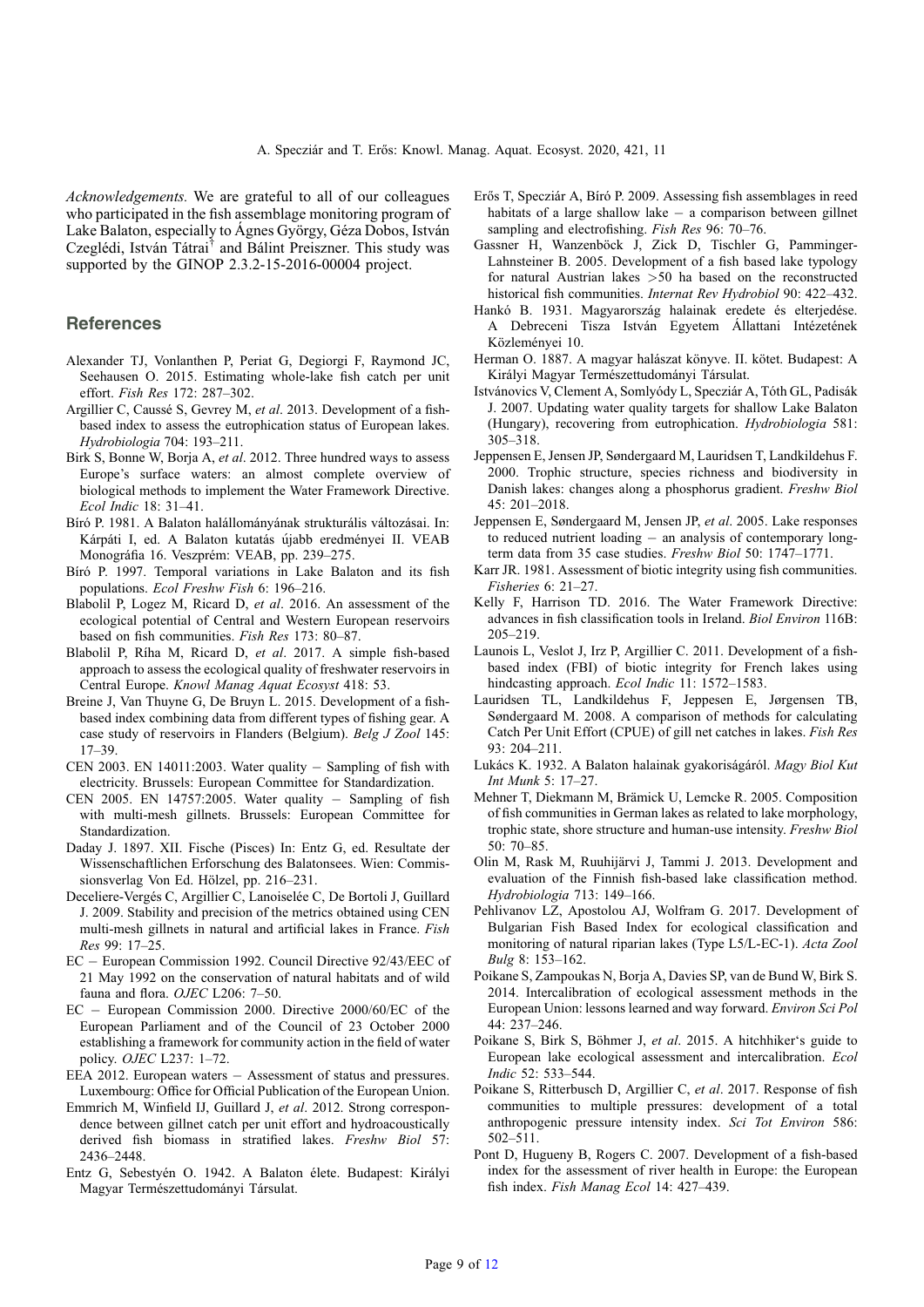*Acknowledgements.* We are grateful to all of our colleagues who participated in the fish assemblage monitoring program of Lake Balaton, especially to Ágnes György, Géza Dobos, István Czeglédi, István Tátrai[†] and Bálint Preiszner. This study was supported by the GINOP 2.3.2-15-2016-00004 project.

## References

Alexander TJ, Vonlanthen P, Periat G, Degiorgi F, Raymond JC, Seehausen O. 2015. Estimating whole-lake fish catch per unit effort. *Fish Res* 172: 287–302.

Argillier C, Caussé S, Gevrey M, *et al*. 2013. Development of a fish-based index to assess the eutrophication status of European lakes. *Hydrobiologia* 704: 193–211.

Birk S, Bonne W, Borja A, *et al*. 2012. Three hundred ways to assess Europe's surface waters: an almost complete overview of biological methods to implement the Water Framework Directive. *Ecol Indic* 18: 31–41.

Bíró P. 1981. A Balaton halállományának strukturális változásai. In: Kárpáti I, ed. A Balaton kutatás újabb eredményei II. VEAB Monográfia 16. Veszprém: VEAB, pp. 239–275.

Bíró P. 1997. Temporal variations in Lake Balaton and its fish populations. *Ecol Freshw Fish* 6: 196–216.

Blabolil P, Logez M, Ricard D, *et al*. 2016. An assessment of the ecological potential of Central and Western European reservoirs based on fish communities. *Fish Res* 173: 80–87.

Blabolil P, Říha M, Ricard D, *et al*. 2017. A simple fish-based approach to assess the ecological quality of freshwater reservoirs in Central Europe. *Knowl Manag Aquat Ecosyst* 418: 53.

Breine J, Van Thuyne G, De Bruyn L. 2015. Development of a fish-based index combining data from different types of fishing gear. A case study of reservoirs in Flanders (Belgium). *Belg J Zool* 145: 17–39.

CEN 2003. EN 14011:2003. Water quality – Sampling of fish with electricity. Brussels: European Committee for Standardization.

CEN 2005. EN 14757:2005. Water quality – Sampling of fish with multi-mesh gillnets. Brussels: European Committee for Standardization.

Daday J. 1897. XII. Fische (Pisces) In: Entz G, ed. Resultate der Wissenschaftlichen Erforschung des Balatonsees. Wien: Commissionsverlag Von Ed. Hölzel, pp. 216–231.

Deceliere-Vergés C, Argillier C, Lanoiselée C, De Bortoli J, Guillard J. 2009. Stability and precision of the metrics obtained using CEN multi-mesh gillnets in natural and artificial lakes in France. *Fish Res* 99: 17–25.

EC – European Commission 1992. Council Directive 92/43/EEC of 21 May 1992 on the conservation of natural habitats and of wild fauna and flora. *OJEC* L206: 7–50.

EC – European Commission 2000. Directive 2000/60/EC of the European Parliament and of the Council of 23 October 2000 establishing a framework for community action in the field of water policy. *OJEC* L237: 1–72.

EEA 2012. European waters – Assessment of status and pressures. Luxembourg: Office for Official Publication of the European Union.

Emmrich M, Winfield IJ, Guillard J, *et al*. 2012. Strong correspondence between gillnet catch per unit effort and hydroacoustically derived fish biomass in stratified lakes. *Freshw Biol* 57: 2436–2448.

Entz G, Sebestyén O. 1942. A Balaton élete. Budapest: Királyi Magyar Természettudományi Társulat.

Erős T, Specziár A, Bíró P. 2009. Assessing fish assemblages in reed habitats of a large shallow lake – a comparison between gillnet sampling and electrofishing. *Fish Res* 96: 70–76.

Gassner H, Wanzenböck J, Zick D, Tischler G, Pamminger-Lahnsteiner B. 2005. Development of a fish based lake typology for natural Austrian lakes >50 ha based on the reconstructed historical fish communities. *Internat Rev Hydrobiol* 90: 422–432.

Hankó B. 1931. Magyarország halainak eredete és elterjedése. A Debreceni Tisza István Egyetem Állattani Intézetének Közleményei 10.

Herman O. 1887. A magyar halászat könyve. II. kötet. Budapest: A Királyi Magyar Természettudományi Társulat.

Istvánovics V, Clement A, Somlyódy L, Specziár A, Tóth GL, Padisák J. 2007. Updating water quality targets for shallow Lake Balaton (Hungary), recovering from eutrophication. *Hydrobiologia* 581: 305–318.

Jeppensen E, Jensen JP, Søndergaard M, Lauridsen T, Landkildehus F. 2000. Trophic structure, species richness and biodiversity in Danish lakes: changes along a phosphorus gradient. *Freshw Biol* 45: 201–2018.

Jeppensen E, Søndergaard M, Jensen JP, *et al*. 2005. Lake responses to reduced nutrient loading – an analysis of contemporary long-term data from 35 case studies. *Freshw Biol* 50: 1747–1771.

Karr JR. 1981. Assessment of biotic integrity using fish communities. *Fisheries* 6: 21–27.

Kelly F, Harrison TD. 2016. The Water Framework Directive: advances in fish classification tools in Ireland. *Biol Environ* 116B: 205–219.

Launois L, Veslot J, Irz P, Argillier C. 2011. Development of a fish-based index (FBI) of biotic integrity for French lakes using hindcasting approach. *Ecol Indic* 11: 1572–1583.

Lauridsen TL, Landkildehus F, Jeppesen E, Jørgensen TB, Søndergaard M. 2008. A comparison of methods for calculating Catch Per Unit Effort (CPUE) of gill net catches in lakes. *Fish Res* 93: 204–211.

Lukács K. 1932. A Balaton halainak gyakoriságáról. *Magy Biol Kut Int Munk* 5: 17–27.

Mehner T, Diekmann M, Brämick U, Lemcke R. 2005. Composition of fish communities in German lakes as related to lake morphology, trophic state, shore structure and human-use intensity. *Freshw Biol* 50: 70–85.

Olin M, Rask M, Ruuhijärvi J, Tammi J. 2013. Development and evaluation of the Finnish fish-based lake classification method. *Hydrobiologia* 713: 149–166.

Pehlivanov LZ, Apostolou AJ, Wolfram G. 2017. Development of Bulgarian Fish Based Index for ecological classification and monitoring of natural riparian lakes (Type L5/L-EC-1). *Acta Zool Bulg* 8: 153–162.

Poikane S, Zampoukas N, Borja A, Davies SP, van de Bund W, Birk S. 2014. Intercalibration of ecological assessment methods in the European Union: lessons learned and way forward. *Environ Sci Pol* 44: 237–246.

Poikane S, Birk S, Böhmer J, *et al*. 2015. A hitchhiker's guide to European lake ecological assessment and intercalibration. *Ecol Indic* 52: 533–544.

Poikane S, Ritterbusch D, Argillier C, *et al*. 2017. Response of fish communities to multiple pressures: development of a total anthropogenic pressure intensity index. *Sci Tot Environ* 586: 502–511.

Pont D, Hugueny B, Rogers C. 2007. Development of a fish-based index for the assessment of river health in Europe: the European fish index. *Fish Manag Ecol* 14: 427–439.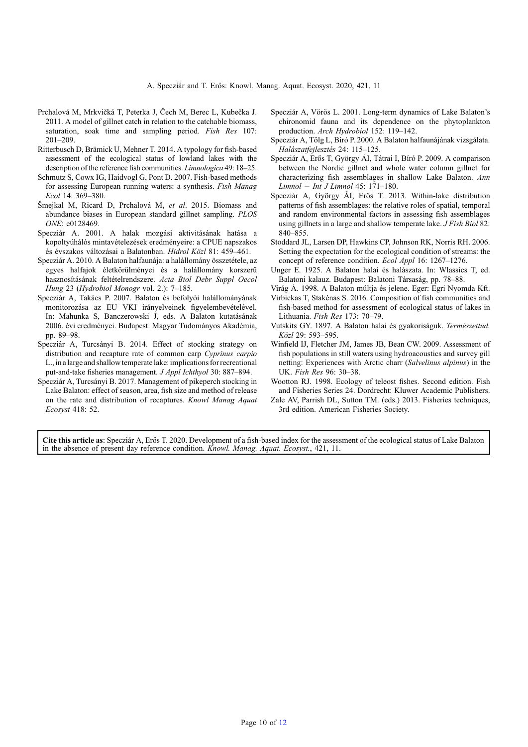Prchalová M, Mrkvička T, Peterka J, Čech M, Berec L, Kubečka J. 2011. A model of gillnet catch in relation to the catchable biomass, saturation, soak time and sampling period. *Fish Res* 107: 201–209.

Ritterbusch D, Brämick U, Mehner T. 2014. A typology for fish-based assessment of the ecological status of lowland lakes with the description of the reference fish communities. *Limnologica* 49: 18–25.

Schmutz S, Cowx IG, Haidvogl G, Pont D. 2007. Fish-based methods for assessing European running waters: a synthesis. *Fish Manag Ecol* 14: 369–380.

Šmejkal M, Ricard D, Prchalová M, *et al*. 2015. Biomass and abundance biases in European standard gillnet sampling. *PLOS ONE*: e0128469.

Specziár A. 2001. A halak mozgási aktivitásának hatása a kopoltyúhálós mintavételezések eredményeire: a CPUE napszakos és évszakos változásai a Balatonban. *Hidrol Közl* 81: 459–461.

Specziár A. 2010. A Balaton halfaunája: a halállomány összetétele, az egyes halfajok életkörülményei és a halállomány korszerű hasznosításának feltételrendszere. *Acta Biol Debr Suppl Oecol Hung* 23 (*Hydrobiol Monogr* vol. 2.): 7–185.

Specziár A, Takács P. 2007. Balaton és befolyói halállományának monitorozása az EU VKI irányelveinek figyelembevételével. In: Mahunka S, Banczerowski J, eds. A Balaton kutatásának 2006. évi eredményei. Budapest: Magyar Tudományos Akadémia, pp. 89–98.

Specziár A, Turcsányi B. 2014. Effect of stocking strategy on distribution and recapture rate of common carp *Cyprinus carpio* L., in a large and shallow temperate lake: implications for recreational put-and-take fisheries management. *J Appl Ichthyol* 30: 887–894.

Specziár A, Turcsányi B. 2017. Management of pikeperch stocking in Lake Balaton: effect of season, area, fish size and method of release on the rate and distribution of recaptures. *Knowl Manag Aquat Ecosyst* 418: 52.

Specziár A, Vörös L. 2001. Long-term dynamics of Lake Balaton's chironomid fauna and its dependence on the phytoplankton production. *Arch Hydrobiol* 152: 119–142.

Specziár A, Tölg L, Bíró P. 2000. A Balaton halfaunájának vizsgálata. *Halászatfejlesztés* 24: 115–125.

Specziár A, Erős T, György ÁI, Tátrai I, Bíró P. 2009. A comparison between the Nordic gillnet and whole water column gillnet for characterizing fish assemblages in shallow Lake Balaton. *Ann Limnol – Int J Limnol* 45: 171–180.

Specziár A, György ÁI, Erős T. 2013. Within-lake distribution patterns of fish assemblages: the relative roles of spatial, temporal and random environmental factors in assessing fish assemblages using gillnets in a large and shallow temperate lake. *J Fish Biol* 82: 840–855.

Stoddard JL, Larsen DP, Hawkins CP, Johnson RK, Norris RH. 2006. Setting the expectation for the ecological condition of streams: the concept of reference condition. *Ecol Appl* 16: 1267–1276.

Unger E. 1925. A Balaton halai és halászata. In: Wlassics T, ed. Balatoni kalauz. Budapest: Balatoni Társaság, pp. 78–88.

Virág Á. 1998. A Balaton múltja és jelene. Eger: Egri Nyomda Kft.

Virbickas T, Stakėnas S. 2016. Composition of fish communities and fish-based method for assessment of ecological status of lakes in Lithuania. *Fish Res* 173: 70–79.

Vutskits GY. 1897. A Balaton halai és gyakoriságuk. *Természettud. Közl* 29: 593–595.

Winfield IJ, Fletcher JM, James JB, Bean CW. 2009. Assessment of fish populations in still waters using hydroacoustics and survey gill netting: Experiences with Arctic charr (*Salvelinus alpinus*) in the UK. *Fish Res* 96: 30–38.

Wootton RJ. 1998. Ecology of teleost fishes. Second edition. Fish and Fisheries Series 24. Dordrecht: Kluwer Academic Publishers.

Zale AV, Parrish DL, Sutton TM. (eds.) 2013. Fisheries techniques, 3rd edition. American Fisheries Society.

**Cite this article as**: Specziár A, Erős T. 2020. Development of a fish-based index for the assessment of the ecological status of Lake Balaton in the absence of present day reference condition. *Knowl. Manag. Aquat. Ecosyst.*, 421, 11.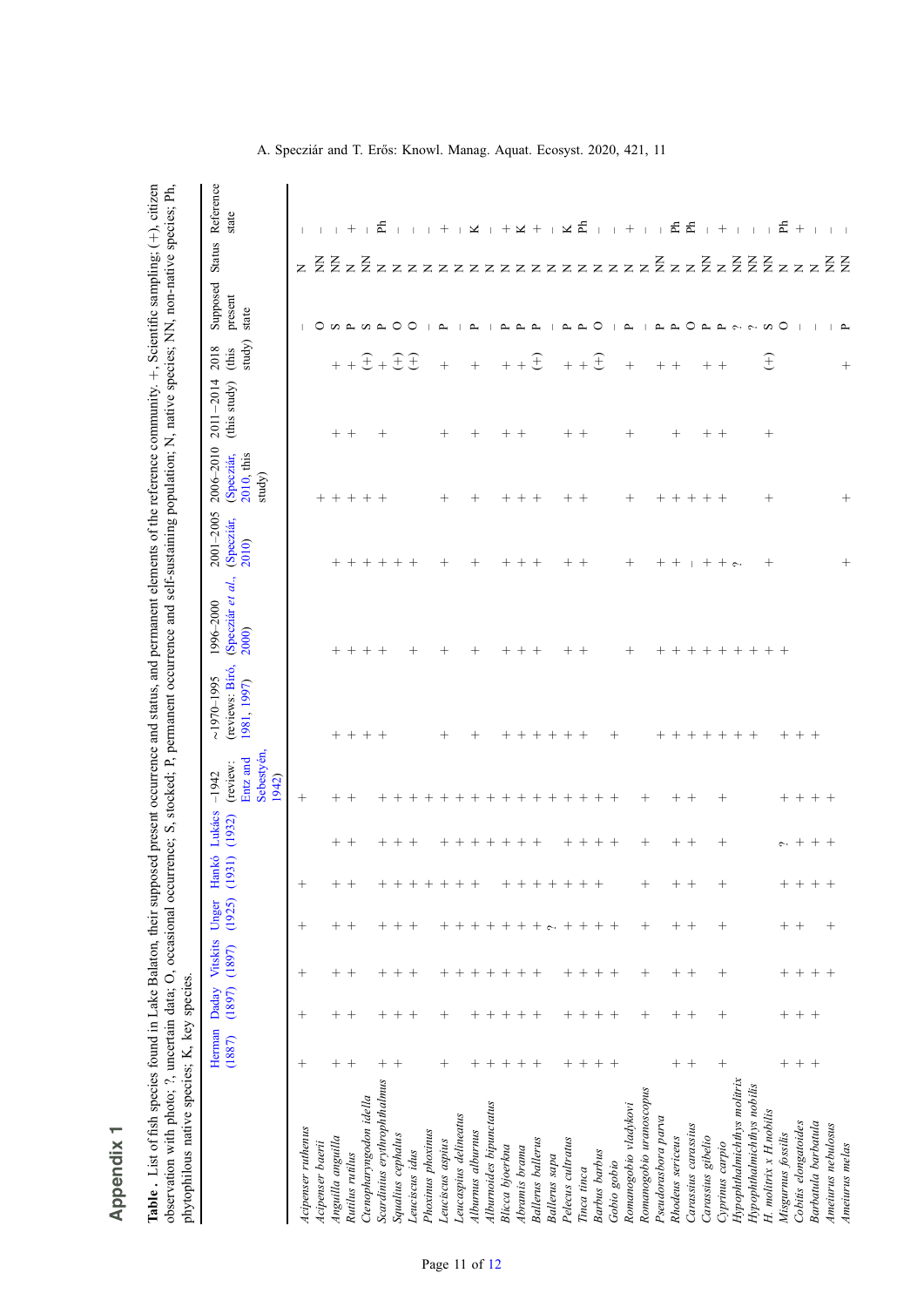# Appendix 1

**Table .** List of fish species found in Lake Balaton, their supposed present occurrence and status, and permanent elements of the reference community. +, Scientific sampling; (+), citizen observation with photo; ?, uncertain data; O, occasional occurrence; S, stocked; P, permanent occurrence and self-sustaining population; N, native species; NN, non-native species; Ph, phytophilous native species; K, key species.

| | Herman (1887) | Daday (1897) | Vutskits (1897) | Unger (1925) | Hankó (1931) | Lukács (1932) | -1942 (review: Entz and Sebestyén, 1942) | ~1970–1995 (reviews: Bíró, 1981, 1997) | 1996–2000 (Specziár et al., 2000) | 2001–2005 (Specziár, 2010) | 2006–2010 (Specziár, 2010, this study) | 2011–2014 (this study) | 2018 (this study) | Supposed present state | Status | Reference state |
|---|---|---|---|---|---|---|---|---|---|---|---|---|---|---|---|---|
| *Acipenser ruthenus* | + | + | + | + | + | | + | | | | | | | – | N | – |
| *Acipenser baerii* | | | | | | | | | | | | | | O | NN | – |
| *Anguilla anguilla* | + | + | + | + | + | + | + | + | + | + | + | + | + | S | NN | – |
| *Rutilus rutilus* | + | + | + | + | + | + | + | + | + | + | + | + | + | P | N | + |
| *Ctenopharyngodon idella* | | | | | | | | + | + | + | + | | (+) | S | NN | – |
| *Scardinius erythrophthalmus* | + | + | + | + | + | + | + | + | + | + | + | + | + | P | N | Ph |
| *Squalius cephalus* | + | + | + | + | + | + | + | | | + | | | (+) | O | N | – |
| *Leuciscus idus* | | + | + | + | + | + | + | | + | + | | | (+) | O | N | – |
| *Phoxinus phoxinus* | | | | | + | | + | | | | | | | – | N | – |
| *Leuciscus aspius* | + | + | + | + | + | + | + | + | + | + | + | + | + | P | N | + |
| *Leucaspius delineatus* | | | + | + | + | + | + | | | | | | | – | N | – |
| *Alburnus alburnus* | + | + | + | + | + | + | + | + | + | + | + | + | + | P | N | K |
| *Alburnoides bipunctatus* | + | + | + | + | | + | + | | | | | | | – | N | – |
| *Blicca bjoerkna* | + | + | + | + | + | + | + | + | + | + | + | + | + | P | N | + |
| *Abramis brama* | + | + | + | + | + | + | + | + | + | + | + | + | + | P | N | K |
| *Ballerus ballerus* | + | + | + | + | + | + | + | + | + | + | + | | (+) | P | N | + |
| *Ballerus sapa* | | | | ? | + | | + | + | | | | | | – | N | – |
| *Pelecus cultratus* | + | + | + | + | + | + | + | + | + | + | + | + | + | P | N | K |
| *Tinca tinca* | + | + | + | + | + | + | + | + | + | + | + | + | + | P | N | Ph |
| *Barbus barbus* | + | + | + | + | + | + | + | | | | | | (+) | O | N | – |
| *Gobio gobio* | + | + | + | + | | + | + | + | | | | | | – | N | – |
| *Romanogobio vladykovi* | | | | | | | | | + | + | + | + | + | P | N | + |
| *Romanogobio uranoscopus* | | + | + | + | + | + | + | | | | | | | – | N | – |
| *Pseudorasbora parva* | | | | | | | | + | + | + | + | | + | P | NN | – |
| *Rhodeus sericeus* | + | + | + | + | + | + | + | + | + | + | + | + | + | P | N | Ph |
| *Carassius carassius* | + | + | + | + | + | + | + | + | + | – | + | | | O | N | Ph |
| *Carassius gibelio* | | | | | | | | + | + | + | + | + | + | P | N | – |
| *Cyprinus carpio* | + | + | + | + | + | + | + | + | + | + | + | + | + | P | N | + |
| *Hypophthalmichthys molitrix* | | | | | | | | + | + | ? | | | | ? | NN | – |
| *Hypophthalmichthys nobilis* | | | | | | | | + | + | | | | | ? | NN | – |
| *H. molitrix x H.nobilis* | | | | | | | | | + | + | + | + | (+) | S | NN | – |
| *Misgurnus fossilis* | + | + | + | + | + | ? | + | + | + | | | | | O | N | Ph |
| *Cobitis elongatoides* | + | + | + | + | + | + | + | + | | | | | | – | N | + |
| *Barbatula barbatula* | + | + | + | | + | + | + | + | | | | | | – | N | – |
| *Ameiurus nebulosus* | | | + | + | + | + | + | | | | | | | – | NN | – |
| *Ameiurus melas* | | | | | | | | | | + | + | | + | P | NN | – |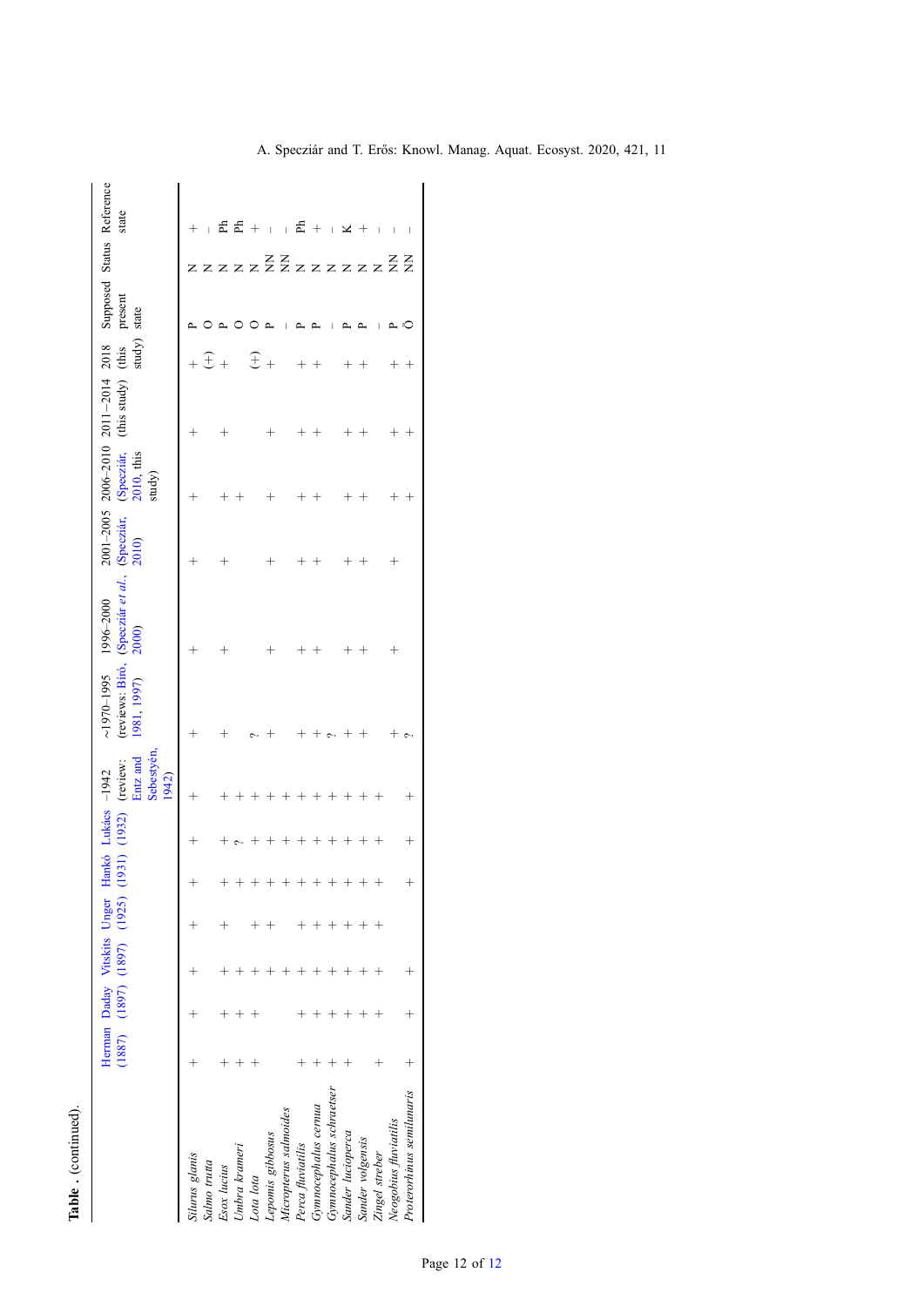**Table .** (continued).

| | Herman (1887) | Daday (1897) | Vitskits (1897) | Unger (1925) | Hankó (1931) | Lukács (1932) | -1942 (review: Entz and Sebestyén, 1942) | ~1970–1995 (reviews: Bíró, 1981, 1997) | 1996–2000 (Specziár *et al.*, 2000) | 2001–2005 (Specziár, 2010) | 2006–2010 (Specziár, 2010, this study) | 2011–2014 (this study) | 2018 (this study) | Supposed present state | Status | Reference state |
|---|---|---|---|---|---|---|---|---|---|---|---|---|---|---|---|---|
| *Silurus glanis* | + | + | + | + | + | + | + | + | + | + | + | + | + | P | N | + |
| *Salmo trutta* | | | | | | | | | | | | | (+) | O | N | – |
| *Esox lucius* | + | + | + | + | + | + | + | + | + | + | + | + | + | P | N | Ph |
| *Umbra krameri* | + | + | + | | + | ? | + | | | | + | | | O | N | Ph |
| *Lota lota* | + | + | + | + | + | + | + | ? | | | | | (+) | O | N | + |
| *Lepomis gibbosus* | | | | + | + | + | + | + | + | + | + | + | + | P | NN | – |
| *Micropterus salmoides* | | | + | | + | + | + | | | | | | | – | NN | – |
| *Perca fluviatilis* | + | + | + | + | + | + | + | + | + | + | + | + | + | P | N | Ph |
| *Gymnocephalus cernua* | + | + | + | + | + | + | + | + | + | + | + | + | + | P | N | + |
| *Gymnocephalus schraetser* | + | + | + | + | + | + | + | ? | | | | | | – | N | – |
| *Sander lucioperca* | + | + | + | + | + | + | + | + | + | + | + | + | + | P | N | K |
| *Sander volgensis* | | + | + | + | + | + | + | + | + | + | + | + | + | P | N | + |
| *Zingel streber* | + | + | + | + | + | + | + | | | | | | | – | N | – |
| *Neogobius fluviatilis* | | | | | | | | + | + | + | + | + | + | P | NN | – |
| *Proterorhinus semilunaris* | + | + | + | | + | + | + | ? | | | + | + | + | Ö | NN | – |